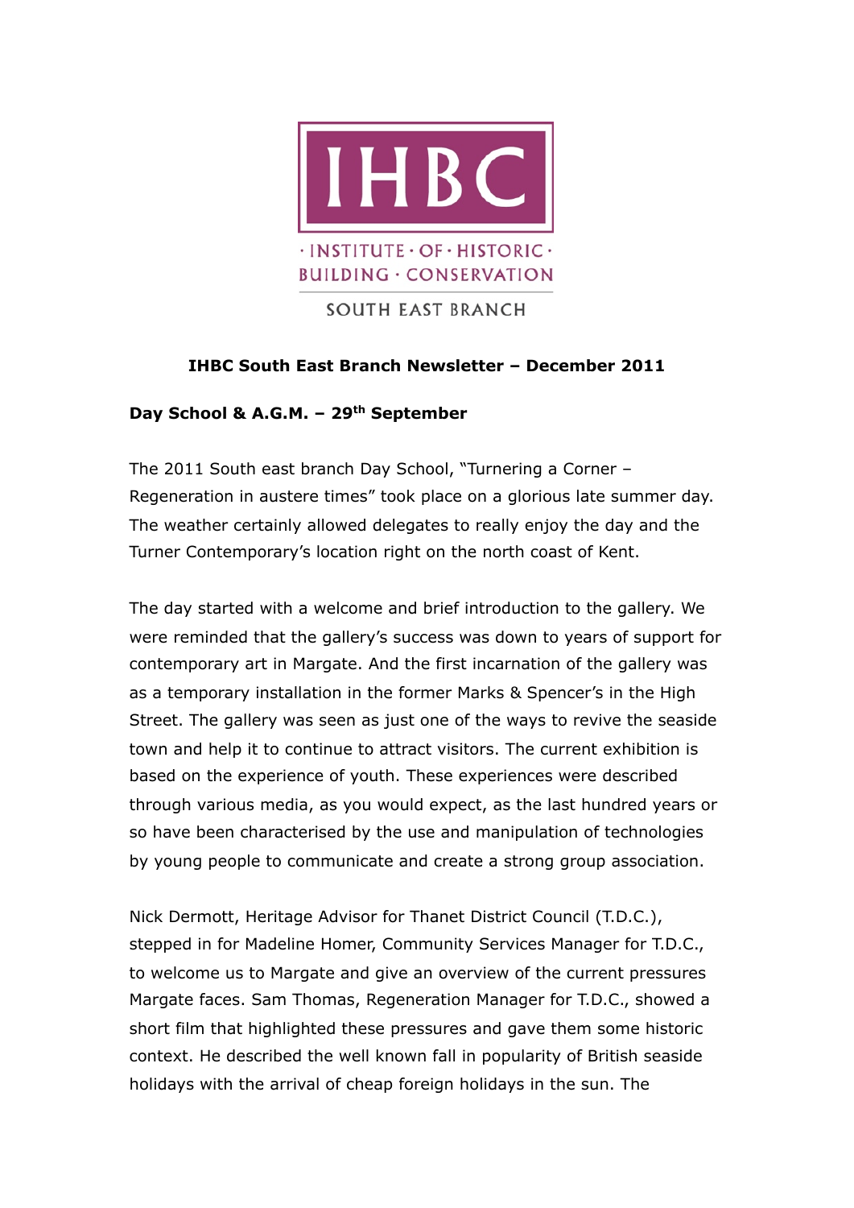IHBC

· INSTITUTE · OF · HISTORIC · BUILDING · CONSERVATION

SOUTH EAST BRANCH

# IHBC South East Branch Newsletter – December 2011

## Day School & A.G.M. – 29th September

The 2011 South east branch Day School, "Turnering a Corner – Regeneration in austere times" took place on a glorious late summer day. The weather certainly allowed delegates to really enjoy the day and the Turner Contemporary's location right on the north coast of Kent.

The day started with a welcome and brief introduction to the gallery. We were reminded that the gallery's success was down to years of support for contemporary art in Margate. And the first incarnation of the gallery was as a temporary installation in the former Marks & Spencer's in the High Street. The gallery was seen as just one of the ways to revive the seaside town and help it to continue to attract visitors. The current exhibition is based on the experience of youth. These experiences were described through various media, as you would expect, as the last hundred years or so have been characterised by the use and manipulation of technologies by young people to communicate and create a strong group association.

Nick Dermott, Heritage Advisor for Thanet District Council (T.D.C.), stepped in for Madeline Homer, Community Services Manager for T.D.C., to welcome us to Margate and give an overview of the current pressures Margate faces. Sam Thomas, Regeneration Manager for T.D.C., showed a short film that highlighted these pressures and gave them some historic context. He described the well known fall in popularity of British seaside holidays with the arrival of cheap foreign holidays in the sun. The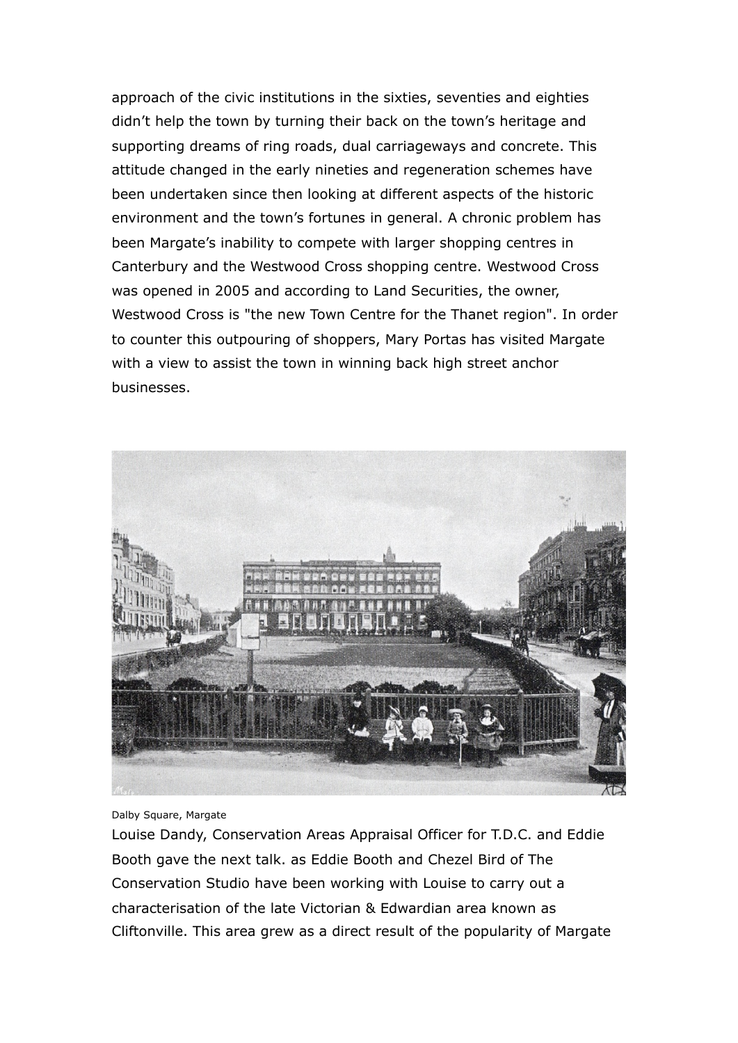approach of the civic institutions in the sixties, seventies and eighties didn't help the town by turning their back on the town's heritage and supporting dreams of ring roads, dual carriageways and concrete. This attitude changed in the early nineties and regeneration schemes have been undertaken since then looking at different aspects of the historic environment and the town's fortunes in general. A chronic problem has been Margate's inability to compete with larger shopping centres in Canterbury and the Westwood Cross shopping centre. Westwood Cross was opened in 2005 and according to Land Securities, the owner, Westwood Cross is "the new Town Centre for the Thanet region". In order to counter this outpouring of shoppers, Mary Portas has visited Margate with a view to assist the town in winning back high street anchor businesses.

Dalby Square, Margate

Louise Dandy, Conservation Areas Appraisal Officer for T.D.C. and Eddie Booth gave the next talk. as Eddie Booth and Chezel Bird of The Conservation Studio have been working with Louise to carry out a characterisation of the late Victorian & Edwardian area known as Cliftonville. This area grew as a direct result of the popularity of Margate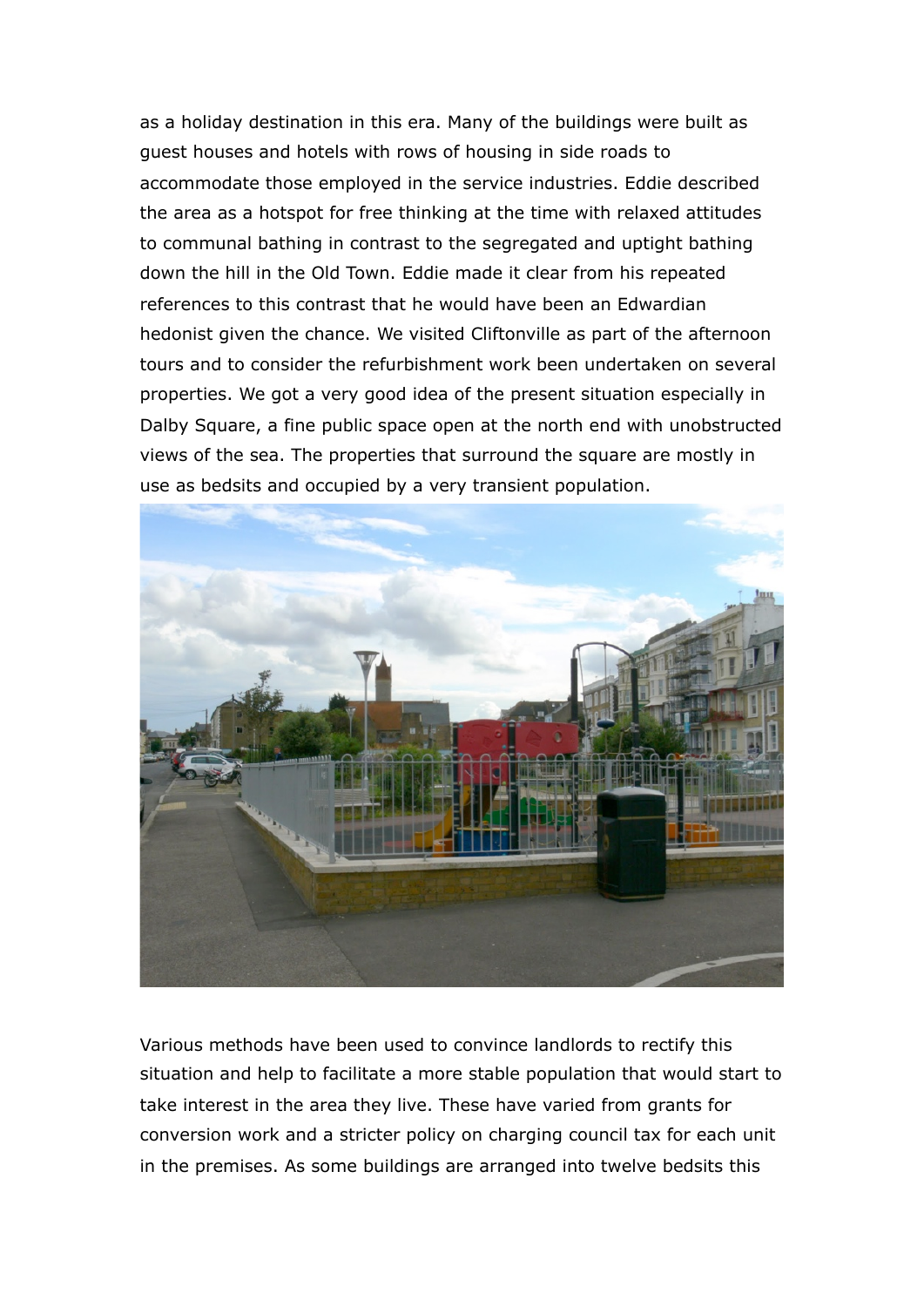as a holiday destination in this era. Many of the buildings were built as guest houses and hotels with rows of housing in side roads to accommodate those employed in the service industries. Eddie described the area as a hotspot for free thinking at the time with relaxed attitudes to communal bathing in contrast to the segregated and uptight bathing down the hill in the Old Town. Eddie made it clear from his repeated references to this contrast that he would have been an Edwardian hedonist given the chance. We visited Cliftonville as part of the afternoon tours and to consider the refurbishment work been undertaken on several properties. We got a very good idea of the present situation especially in Dalby Square, a fine public space open at the north end with unobstructed views of the sea. The properties that surround the square are mostly in use as bedsits and occupied by a very transient population.

Various methods have been used to convince landlords to rectify this situation and help to facilitate a more stable population that would start to take interest in the area they live. These have varied from grants for conversion work and a stricter policy on charging council tax for each unit in the premises. As some buildings are arranged into twelve bedsits this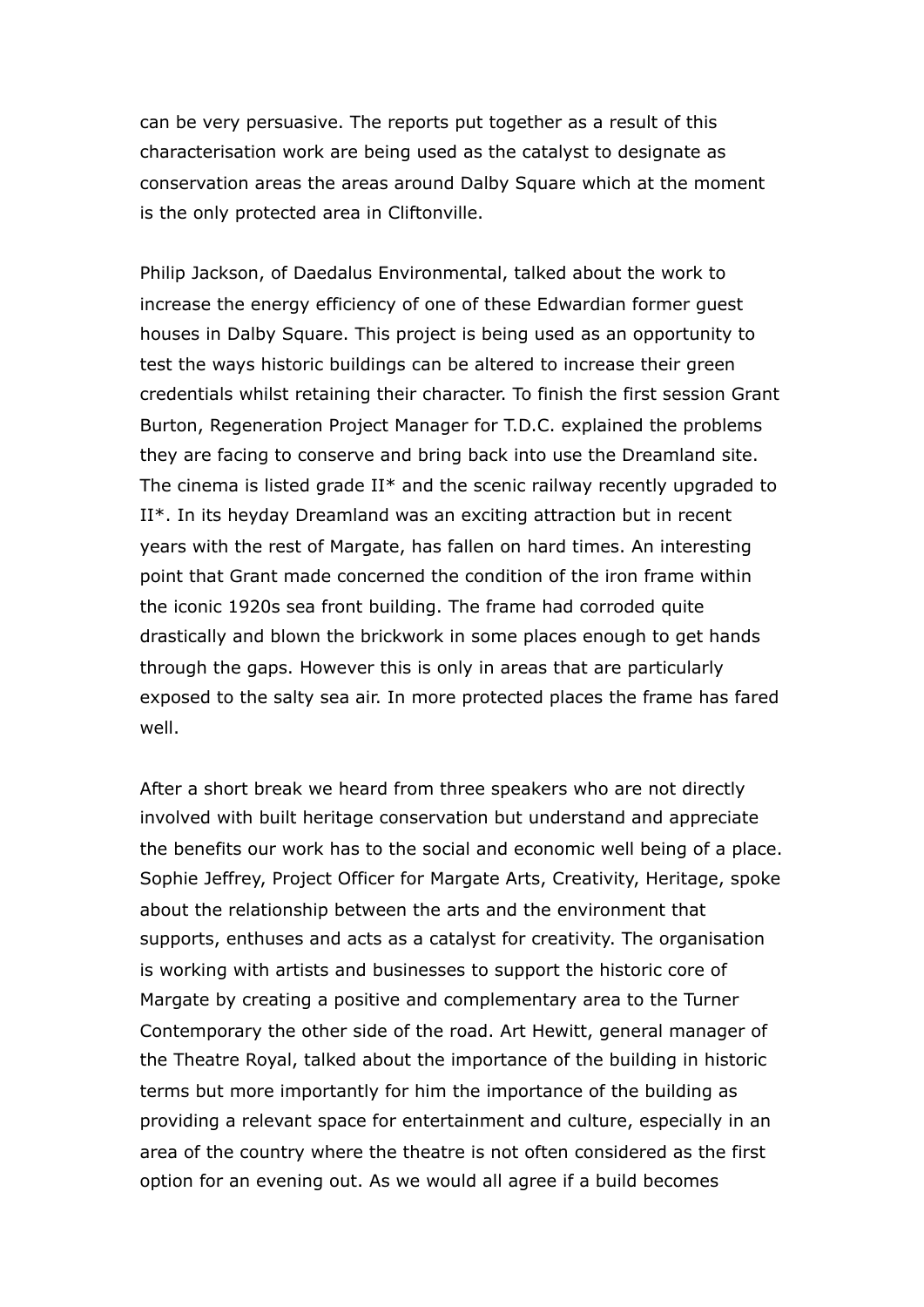can be very persuasive. The reports put together as a result of this characterisation work are being used as the catalyst to designate as conservation areas the areas around Dalby Square which at the moment is the only protected area in Cliftonville.

Philip Jackson, of Daedalus Environmental, talked about the work to increase the energy efficiency of one of these Edwardian former guest houses in Dalby Square. This project is being used as an opportunity to test the ways historic buildings can be altered to increase their green credentials whilst retaining their character. To finish the first session Grant Burton, Regeneration Project Manager for T.D.C. explained the problems they are facing to conserve and bring back into use the Dreamland site. The cinema is listed grade II* and the scenic railway recently upgraded to II*. In its heyday Dreamland was an exciting attraction but in recent years with the rest of Margate, has fallen on hard times. An interesting point that Grant made concerned the condition of the iron frame within the iconic 1920s sea front building. The frame had corroded quite drastically and blown the brickwork in some places enough to get hands through the gaps. However this is only in areas that are particularly exposed to the salty sea air. In more protected places the frame has fared well.

After a short break we heard from three speakers who are not directly involved with built heritage conservation but understand and appreciate the benefits our work has to the social and economic well being of a place. Sophie Jeffrey, Project Officer for Margate Arts, Creativity, Heritage, spoke about the relationship between the arts and the environment that supports, enthuses and acts as a catalyst for creativity. The organisation is working with artists and businesses to support the historic core of Margate by creating a positive and complementary area to the Turner Contemporary the other side of the road. Art Hewitt, general manager of the Theatre Royal, talked about the importance of the building in historic terms but more importantly for him the importance of the building as providing a relevant space for entertainment and culture, especially in an area of the country where the theatre is not often considered as the first option for an evening out. As we would all agree if a build becomes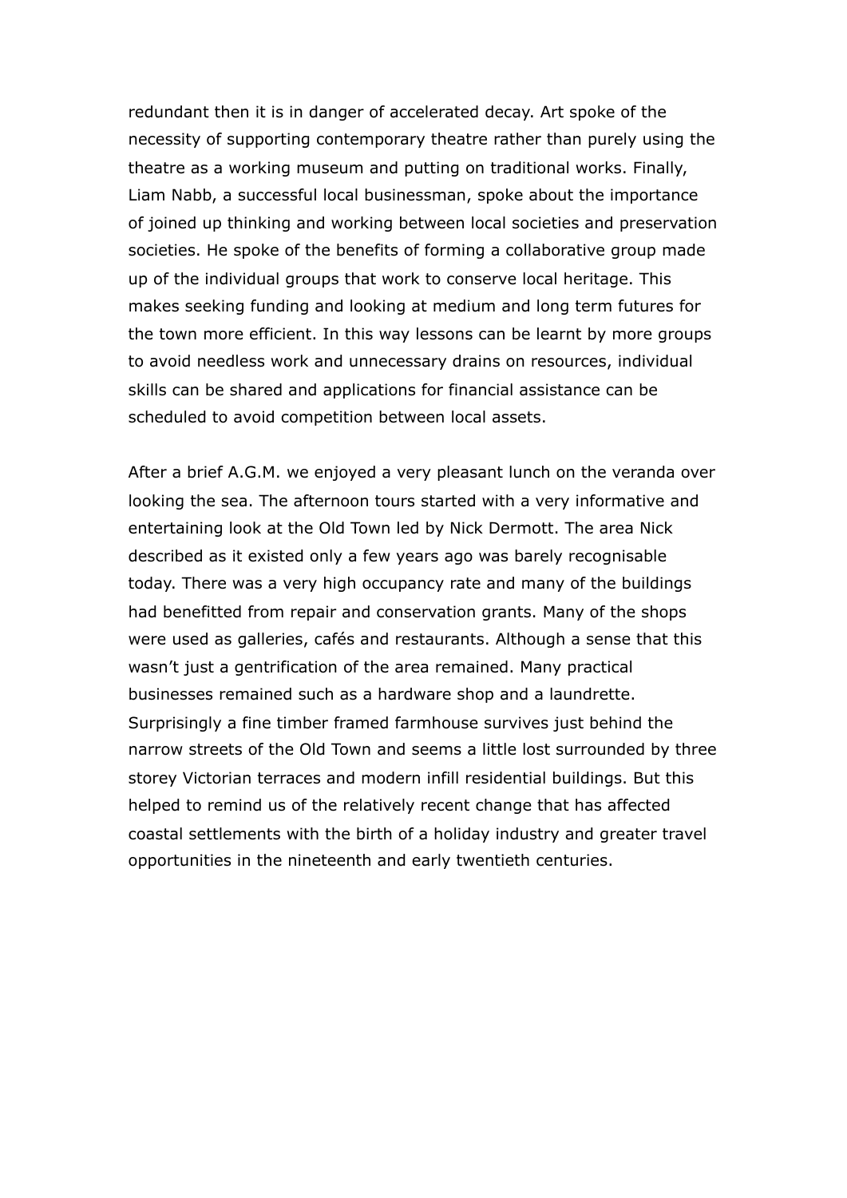redundant then it is in danger of accelerated decay. Art spoke of the necessity of supporting contemporary theatre rather than purely using the theatre as a working museum and putting on traditional works. Finally, Liam Nabb, a successful local businessman, spoke about the importance of joined up thinking and working between local societies and preservation societies. He spoke of the benefits of forming a collaborative group made up of the individual groups that work to conserve local heritage. This makes seeking funding and looking at medium and long term futures for the town more efficient. In this way lessons can be learnt by more groups to avoid needless work and unnecessary drains on resources, individual skills can be shared and applications for financial assistance can be scheduled to avoid competition between local assets.

After a brief A.G.M. we enjoyed a very pleasant lunch on the veranda over looking the sea. The afternoon tours started with a very informative and entertaining look at the Old Town led by Nick Dermott. The area Nick described as it existed only a few years ago was barely recognisable today. There was a very high occupancy rate and many of the buildings had benefitted from repair and conservation grants. Many of the shops were used as galleries, cafés and restaurants. Although a sense that this wasn't just a gentrification of the area remained. Many practical businesses remained such as a hardware shop and a laundrette. Surprisingly a fine timber framed farmhouse survives just behind the narrow streets of the Old Town and seems a little lost surrounded by three storey Victorian terraces and modern infill residential buildings. But this helped to remind us of the relatively recent change that has affected coastal settlements with the birth of a holiday industry and greater travel opportunities in the nineteenth and early twentieth centuries.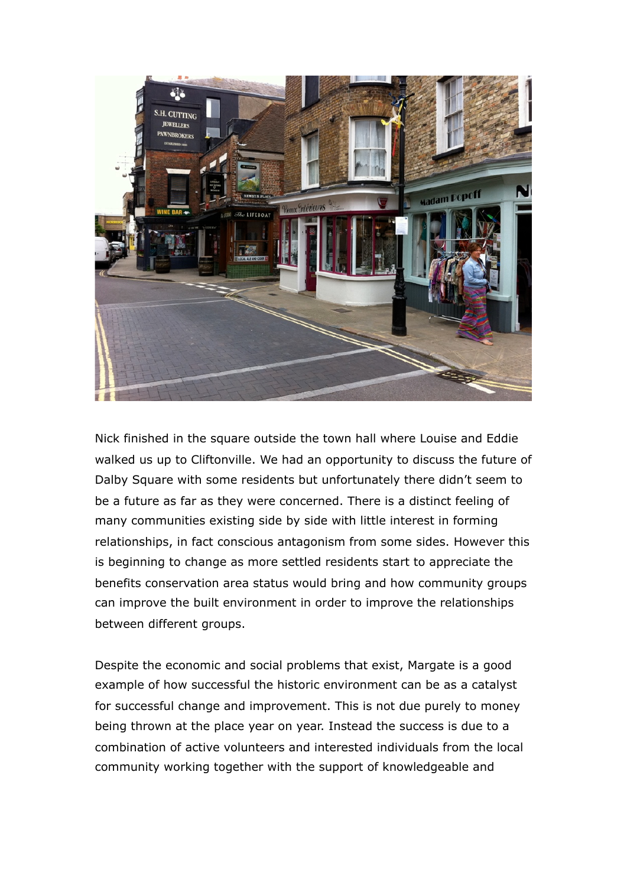Nick finished in the square outside the town hall where Louise and Eddie walked us up to Cliftonville. We had an opportunity to discuss the future of Dalby Square with some residents but unfortunately there didn't seem to be a future as far as they were concerned. There is a distinct feeling of many communities existing side by side with little interest in forming relationships, in fact conscious antagonism from some sides. However this is beginning to change as more settled residents start to appreciate the benefits conservation area status would bring and how community groups can improve the built environment in order to improve the relationships between different groups.

Despite the economic and social problems that exist, Margate is a good example of how successful the historic environment can be as a catalyst for successful change and improvement. This is not due purely to money being thrown at the place year on year. Instead the success is due to a combination of active volunteers and interested individuals from the local community working together with the support of knowledgeable and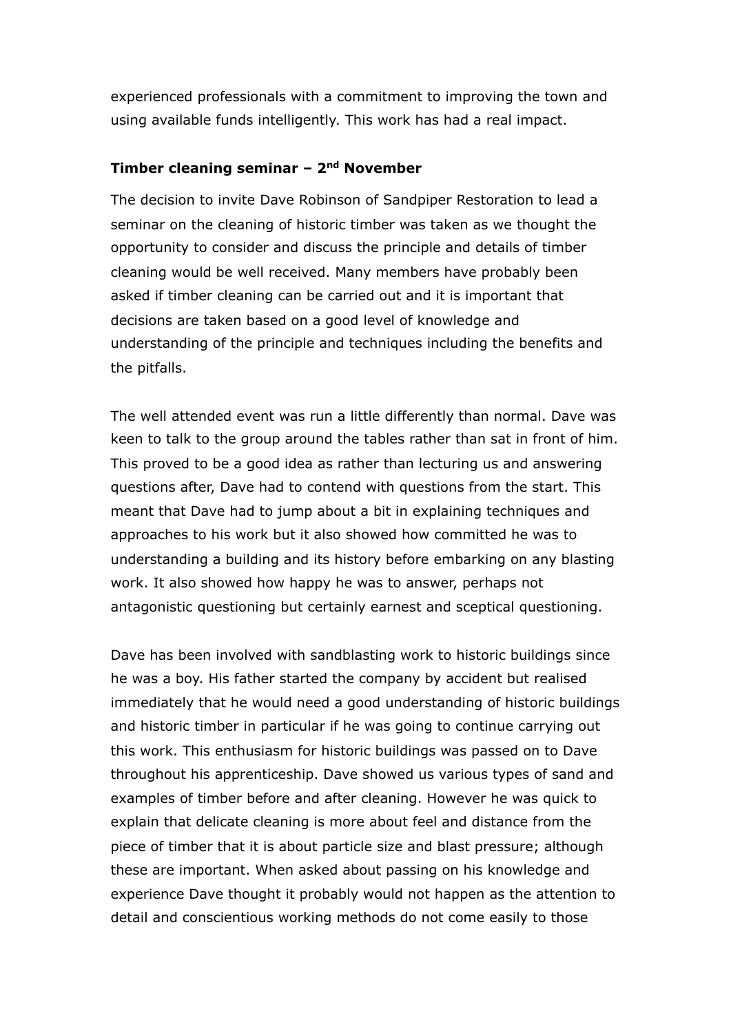experienced professionals with a commitment to improving the town and using available funds intelligently. This work has had a real impact.

**Timber cleaning seminar – 2nd November**

The decision to invite Dave Robinson of Sandpiper Restoration to lead a seminar on the cleaning of historic timber was taken as we thought the opportunity to consider and discuss the principle and details of timber cleaning would be well received. Many members have probably been asked if timber cleaning can be carried out and it is important that decisions are taken based on a good level of knowledge and understanding of the principle and techniques including the benefits and the pitfalls.

The well attended event was run a little differently than normal. Dave was keen to talk to the group around the tables rather than sat in front of him. This proved to be a good idea as rather than lecturing us and answering questions after, Dave had to contend with questions from the start. This meant that Dave had to jump about a bit in explaining techniques and approaches to his work but it also showed how committed he was to understanding a building and its history before embarking on any blasting work. It also showed how happy he was to answer, perhaps not antagonistic questioning but certainly earnest and sceptical questioning.

Dave has been involved with sandblasting work to historic buildings since he was a boy. His father started the company by accident but realised immediately that he would need a good understanding of historic buildings and historic timber in particular if he was going to continue carrying out this work. This enthusiasm for historic buildings was passed on to Dave throughout his apprenticeship. Dave showed us various types of sand and examples of timber before and after cleaning. However he was quick to explain that delicate cleaning is more about feel and distance from the piece of timber that it is about particle size and blast pressure; although these are important. When asked about passing on his knowledge and experience Dave thought it probably would not happen as the attention to detail and conscientious working methods do not come easily to those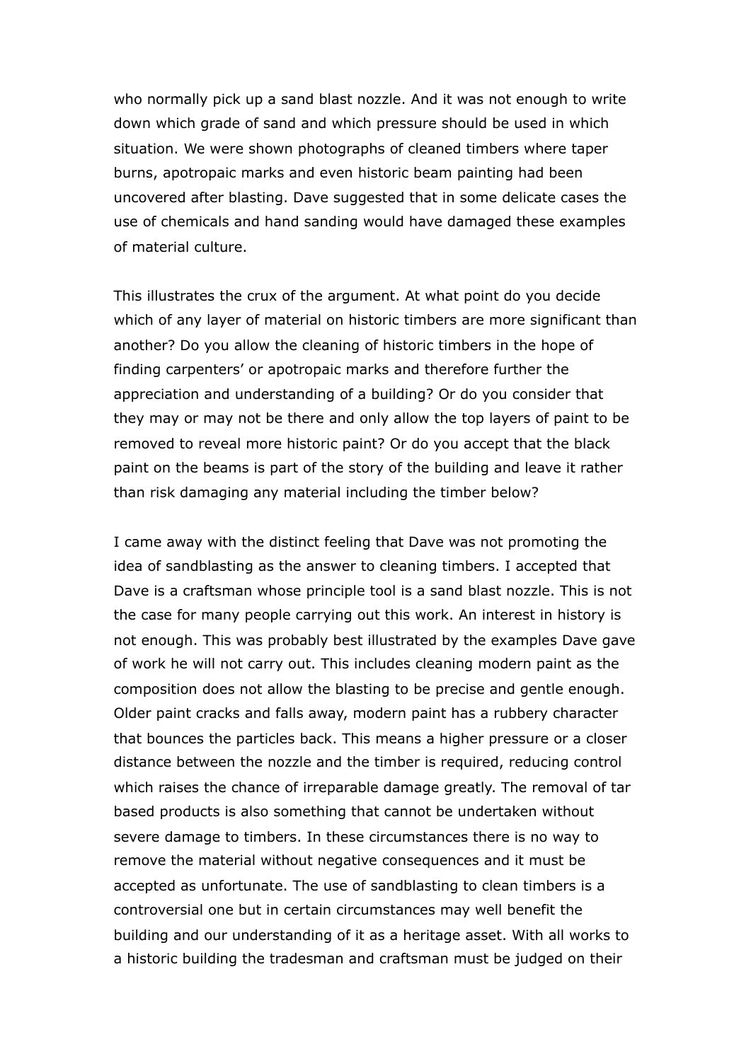who normally pick up a sand blast nozzle. And it was not enough to write down which grade of sand and which pressure should be used in which situation. We were shown photographs of cleaned timbers where taper burns, apotropaic marks and even historic beam painting had been uncovered after blasting. Dave suggested that in some delicate cases the use of chemicals and hand sanding would have damaged these examples of material culture.

This illustrates the crux of the argument. At what point do you decide which of any layer of material on historic timbers are more significant than another? Do you allow the cleaning of historic timbers in the hope of finding carpenters' or apotropaic marks and therefore further the appreciation and understanding of a building? Or do you consider that they may or may not be there and only allow the top layers of paint to be removed to reveal more historic paint? Or do you accept that the black paint on the beams is part of the story of the building and leave it rather than risk damaging any material including the timber below?

I came away with the distinct feeling that Dave was not promoting the idea of sandblasting as the answer to cleaning timbers. I accepted that Dave is a craftsman whose principle tool is a sand blast nozzle. This is not the case for many people carrying out this work. An interest in history is not enough. This was probably best illustrated by the examples Dave gave of work he will not carry out. This includes cleaning modern paint as the composition does not allow the blasting to be precise and gentle enough. Older paint cracks and falls away, modern paint has a rubbery character that bounces the particles back. This means a higher pressure or a closer distance between the nozzle and the timber is required, reducing control which raises the chance of irreparable damage greatly. The removal of tar based products is also something that cannot be undertaken without severe damage to timbers. In these circumstances there is no way to remove the material without negative consequences and it must be accepted as unfortunate. The use of sandblasting to clean timbers is a controversial one but in certain circumstances may well benefit the building and our understanding of it as a heritage asset. With all works to a historic building the tradesman and craftsman must be judged on their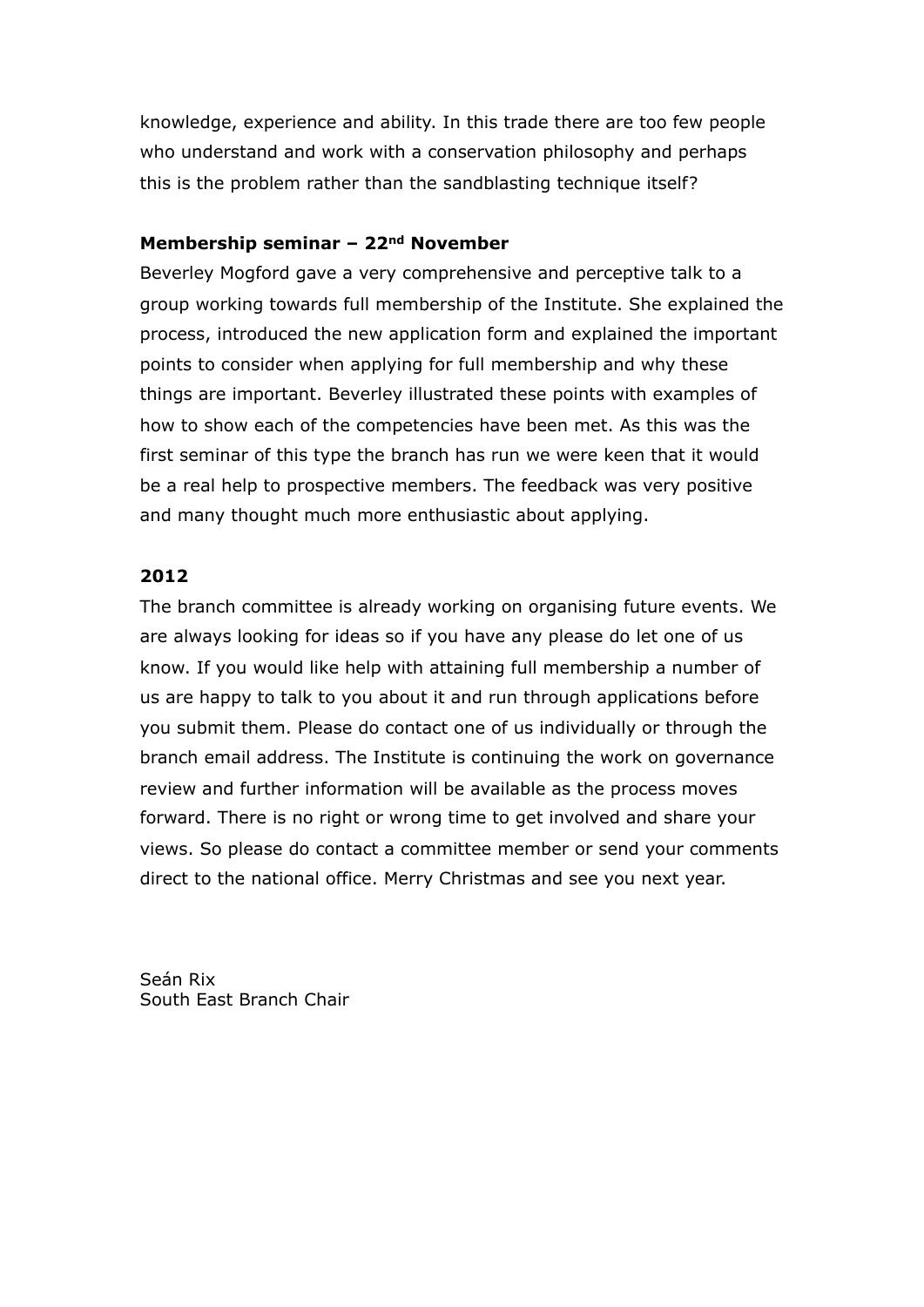knowledge, experience and ability. In this trade there are too few people who understand and work with a conservation philosophy and perhaps this is the problem rather than the sandblasting technique itself?

**Membership seminar – 22nd November**

Beverley Mogford gave a very comprehensive and perceptive talk to a group working towards full membership of the Institute. She explained the process, introduced the new application form and explained the important points to consider when applying for full membership and why these things are important. Beverley illustrated these points with examples of how to show each of the competencies have been met. As this was the first seminar of this type the branch has run we were keen that it would be a real help to prospective members. The feedback was very positive and many thought much more enthusiastic about applying.

**2012**

The branch committee is already working on organising future events. We are always looking for ideas so if you have any please do let one of us know. If you would like help with attaining full membership a number of us are happy to talk to you about it and run through applications before you submit them. Please do contact one of us individually or through the branch email address. The Institute is continuing the work on governance review and further information will be available as the process moves forward. There is no right or wrong time to get involved and share your views. So please do contact a committee member or send your comments direct to the national office. Merry Christmas and see you next year.

Seán Rix
South East Branch Chair